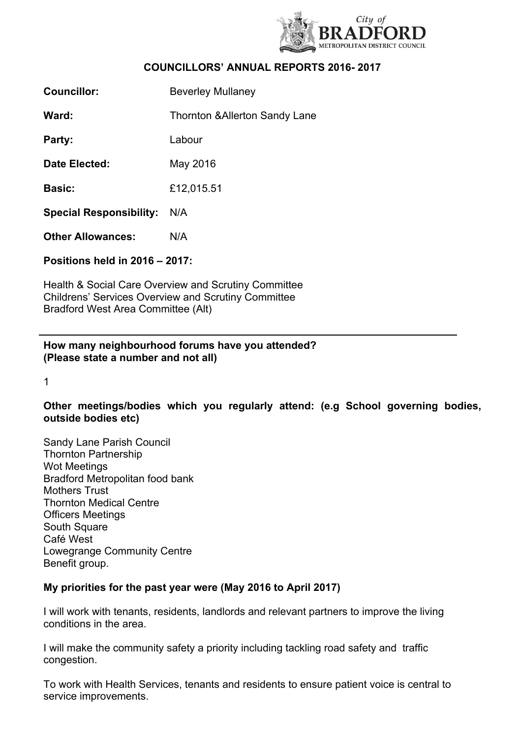# COUNCILLORS' ANNUAL REPORTS 2016- 2017

**Councillor:** Beverley Mullaney

**Ward:** Thornton &Allerton Sandy Lane

**Party:** Labour

**Date Elected:** May 2016

**Basic:** £12,015.51

**Special Responsibility:** N/A

**Other Allowances:** N/A

**Positions held in 2016 – 2017:**

Health & Social Care Overview and Scrutiny Committee
Childrens' Services Overview and Scrutiny Committee
Bradford West Area Committee (Alt)

---

**How many neighbourhood forums have you attended? (Please state a number and not all)**

1

**Other meetings/bodies which you regularly attend: (e.g School governing bodies, outside bodies etc)**

Sandy Lane Parish Council
Thornton Partnership
Wot Meetings
Bradford Metropolitan food bank
Mothers Trust
Thornton Medical Centre
Officers Meetings
South Square
Café West
Lowegrange Community Centre
Benefit group.

**My priorities for the past year were (May 2016 to April 2017)**

I will work with tenants, residents, landlords and relevant partners to improve the living conditions in the area.

I will make the community safety a priority including tackling road safety and traffic congestion.

To work with Health Services, tenants and residents to ensure patient voice is central to service improvements.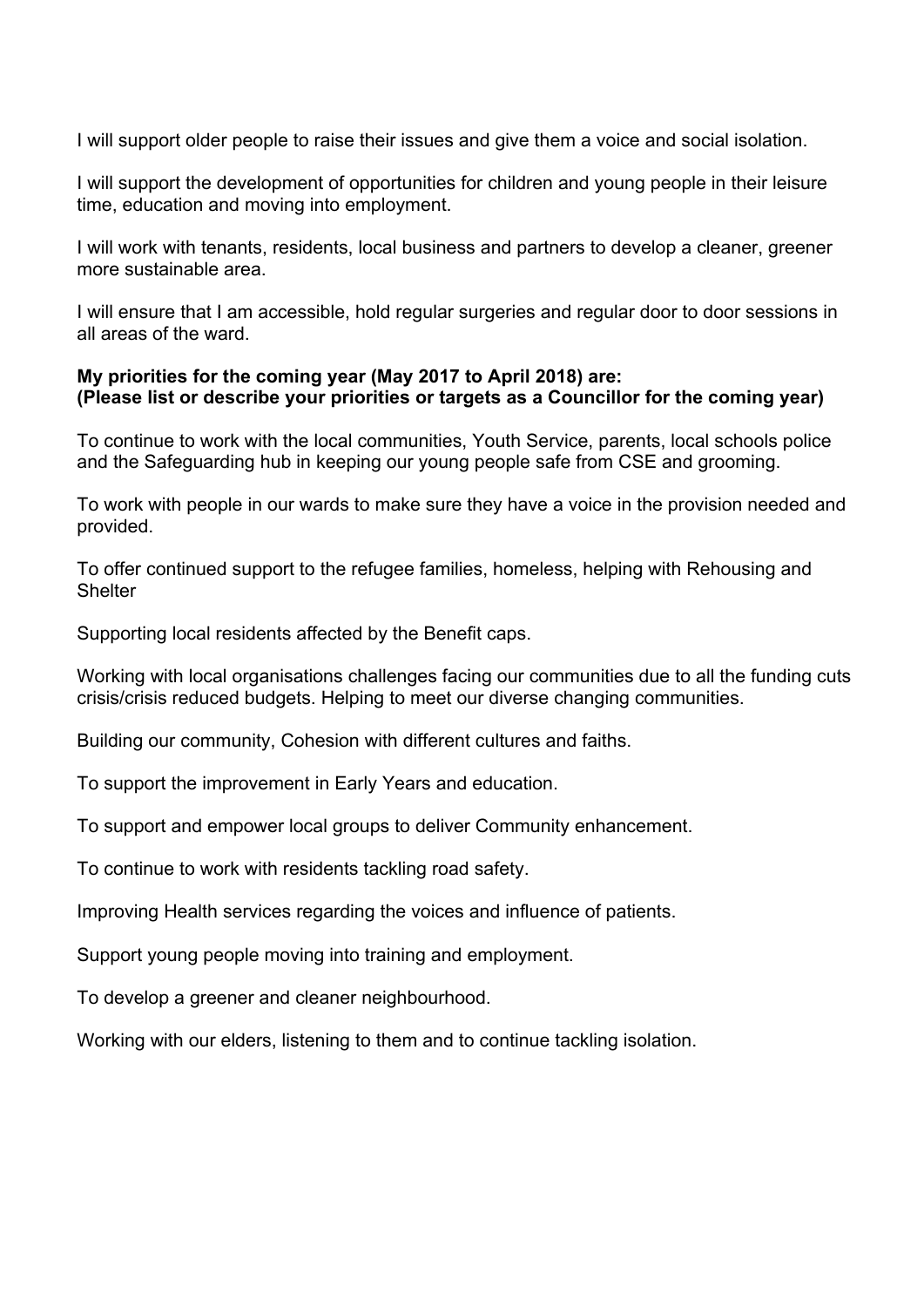I will support older people to raise their issues and give them a voice and social isolation.

I will support the development of opportunities for children and young people in their leisure time, education and moving into employment.

I will work with tenants, residents, local business and partners to develop a cleaner, greener more sustainable area.

I will ensure that I am accessible, hold regular surgeries and regular door to door sessions in all areas of the ward.

**My priorities for the coming year (May 2017 to April 2018) are:**
**(Please list or describe your priorities or targets as a Councillor for the coming year)**

To continue to work with the local communities, Youth Service, parents, local schools police and the Safeguarding hub in keeping our young people safe from CSE and grooming.

To work with people in our wards to make sure they have a voice in the provision needed and provided.

To offer continued support to the refugee families, homeless, helping with Rehousing and Shelter

Supporting local residents affected by the Benefit caps.

Working with local organisations challenges facing our communities due to all the funding cuts crisis/crisis reduced budgets. Helping to meet our diverse changing communities.

Building our community, Cohesion with different cultures and faiths.

To support the improvement in Early Years and education.

To support and empower local groups to deliver Community enhancement.

To continue to work with residents tackling road safety.

Improving Health services regarding the voices and influence of patients.

Support young people moving into training and employment.

To develop a greener and cleaner neighbourhood.

Working with our elders, listening to them and to continue tackling isolation.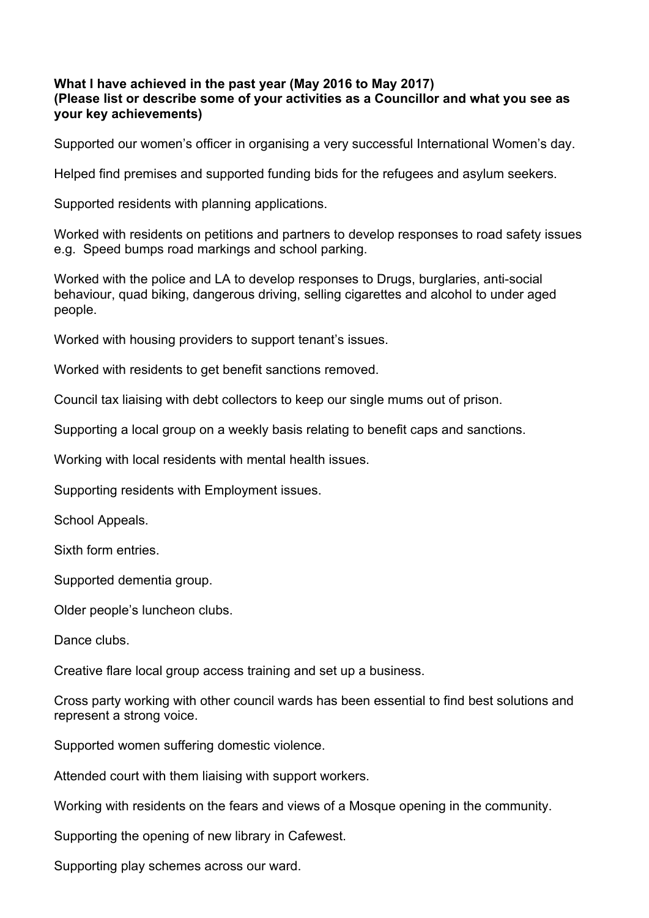**What I have achieved in the past year (May 2016 to May 2017)**
**(Please list or describe some of your activities as a Councillor and what you see as your key achievements)**

Supported our women's officer in organising a very successful International Women's day.

Helped find premises and supported funding bids for the refugees and asylum seekers.

Supported residents with planning applications.

Worked with residents on petitions and partners to develop responses to road safety issues e.g. Speed bumps road markings and school parking.

Worked with the police and LA to develop responses to Drugs, burglaries, anti-social behaviour, quad biking, dangerous driving, selling cigarettes and alcohol to under aged people.

Worked with housing providers to support tenant's issues.

Worked with residents to get benefit sanctions removed.

Council tax liaising with debt collectors to keep our single mums out of prison.

Supporting a local group on a weekly basis relating to benefit caps and sanctions.

Working with local residents with mental health issues.

Supporting residents with Employment issues.

School Appeals.

Sixth form entries.

Supported dementia group.

Older people's luncheon clubs.

Dance clubs.

Creative flare local group access training and set up a business.

Cross party working with other council wards has been essential to find best solutions and represent a strong voice.

Supported women suffering domestic violence.

Attended court with them liaising with support workers.

Working with residents on the fears and views of a Mosque opening in the community.

Supporting the opening of new library in Cafewest.

Supporting play schemes across our ward.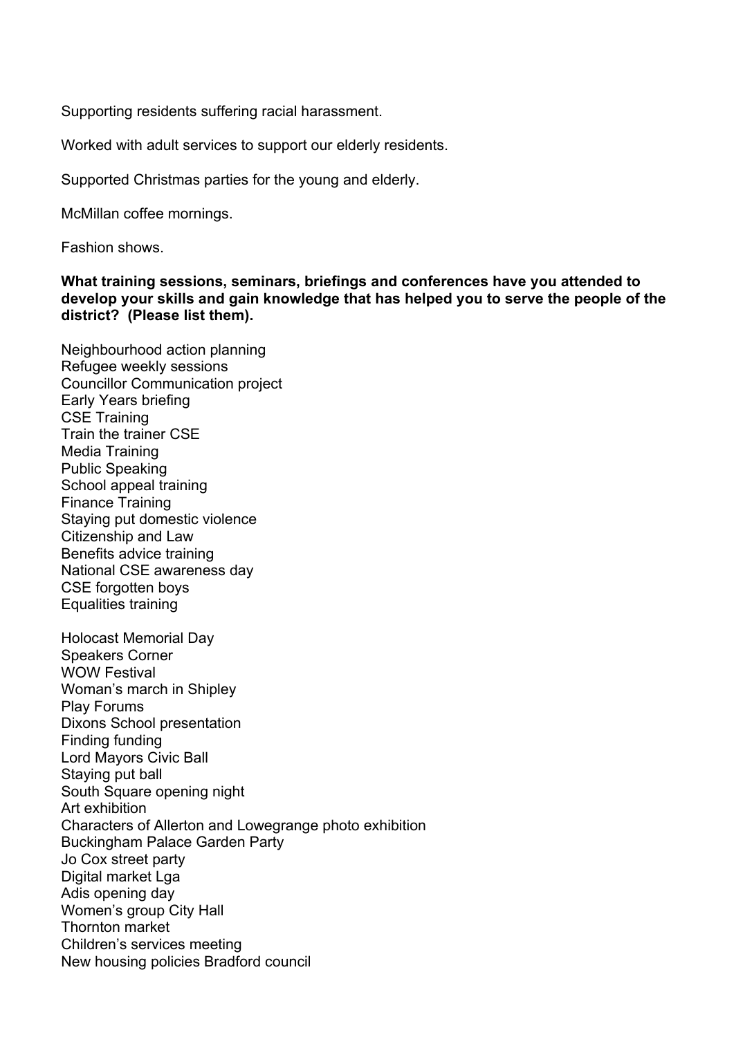Supporting residents suffering racial harassment.

Worked with adult services to support our elderly residents.

Supported Christmas parties for the young and elderly.

McMillan coffee mornings.

Fashion shows.

**What training sessions, seminars, briefings and conferences have you attended to develop your skills and gain knowledge that has helped you to serve the people of the district? (Please list them).**

Neighbourhood action planning
Refugee weekly sessions
Councillor Communication project
Early Years briefing
CSE Training
Train the trainer CSE
Media Training
Public Speaking
School appeal training
Finance Training
Staying put domestic violence
Citizenship and Law
Benefits advice training
National CSE awareness day
CSE forgotten boys
Equalities training

Holocast Memorial Day
Speakers Corner
WOW Festival
Woman's march in Shipley
Play Forums
Dixons School presentation
Finding funding
Lord Mayors Civic Ball
Staying put ball
South Square opening night
Art exhibition
Characters of Allerton and Lowegrange photo exhibition
Buckingham Palace Garden Party
Jo Cox street party
Digital market Lga
Adis opening day
Women's group City Hall
Thornton market
Children's services meeting
New housing policies Bradford council